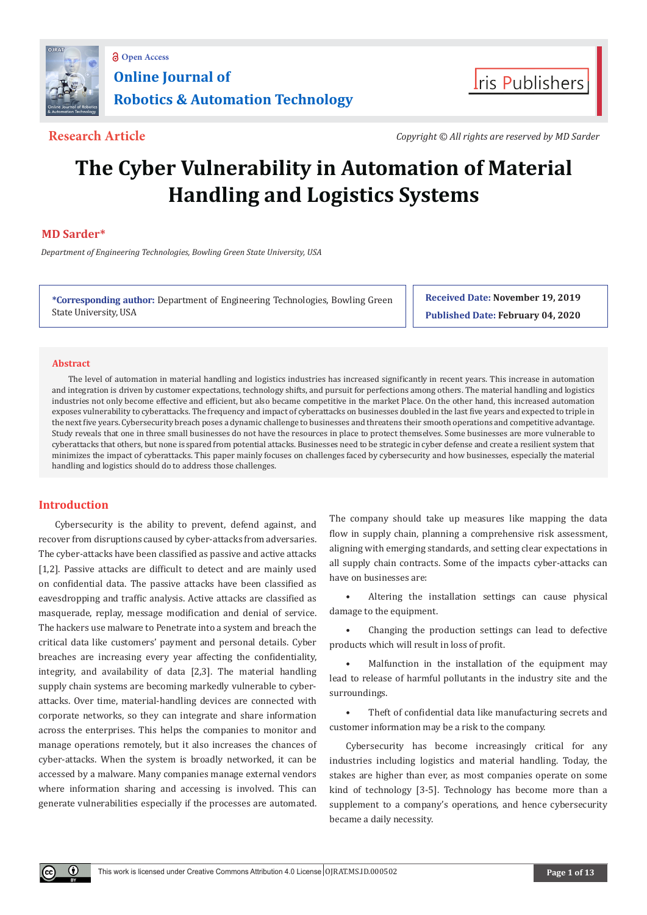**Research Article**

*Copyright © All rights are reserved by MD Sarder*

# The Cyber Vulnerability in Automation of Material Handling and Logistics Systems

**MD Sarder***

*Department of Engineering Technologies, Bowling Green State University, USA*

**\*Corresponding author:** Department of Engineering Technologies, Bowling Green State University, USA

**Received Date: November 19, 2019**

**Published Date: February 04, 2020**

## Abstract

The level of automation in material handling and logistics industries has increased significantly in recent years. This increase in automation and integration is driven by customer expectations, technology shifts, and pursuit for perfections among others. The material handling and logistics industries not only become effective and efficient, but also became competitive in the market Place. On the other hand, this increased automation exposes vulnerability to cyberattacks. The frequency and impact of cyberattacks on businesses doubled in the last five years and expected to triple in the next five years. Cybersecurity breach poses a dynamic challenge to businesses and threatens their smooth operations and competitive advantage. Study reveals that one in three small businesses do not have the resources in place to protect themselves. Some businesses are more vulnerable to cyberattacks that others, but none is spared from potential attacks. Businesses need to be strategic in cyber defense and create a resilient system that minimizes the impact of cyberattacks. This paper mainly focuses on challenges faced by cybersecurity and how businesses, especially the material handling and logistics should do to address those challenges.

## Introduction

Cybersecurity is the ability to prevent, defend against, and recover from disruptions caused by cyber-attacks from adversaries. The cyber-attacks have been classified as passive and active attacks [1,2]. Passive attacks are difficult to detect and are mainly used on confidential data. The passive attacks have been classified as eavesdropping and traffic analysis. Active attacks are classified as masquerade, replay, message modification and denial of service. The hackers use malware to Penetrate into a system and breach the critical data like customers' payment and personal details. Cyber breaches are increasing every year affecting the confidentiality, integrity, and availability of data [2,3]. The material handling supply chain systems are becoming markedly vulnerable to cyber-attacks. Over time, material-handling devices are connected with corporate networks, so they can integrate and share information across the enterprises. This helps the companies to monitor and manage operations remotely, but it also increases the chances of cyber-attacks. When the system is broadly networked, it can be accessed by a malware. Many companies manage external vendors where information sharing and accessing is involved. This can generate vulnerabilities especially if the processes are automated.

The company should take up measures like mapping the data flow in supply chain, planning a comprehensive risk assessment, aligning with emerging standards, and setting clear expectations in all supply chain contracts. Some of the impacts cyber-attacks can have on businesses are:

- Altering the installation settings can cause physical damage to the equipment.
- Changing the production settings can lead to defective products which will result in loss of profit.
- Malfunction in the installation of the equipment may lead to release of harmful pollutants in the industry site and the surroundings.
- Theft of confidential data like manufacturing secrets and customer information may be a risk to the company.

Cybersecurity has become increasingly critical for any industries including logistics and material handling. Today, the stakes are higher than ever, as most companies operate on some kind of technology [3-5]. Technology has become more than a supplement to a company's operations, and hence cybersecurity became a daily necessity.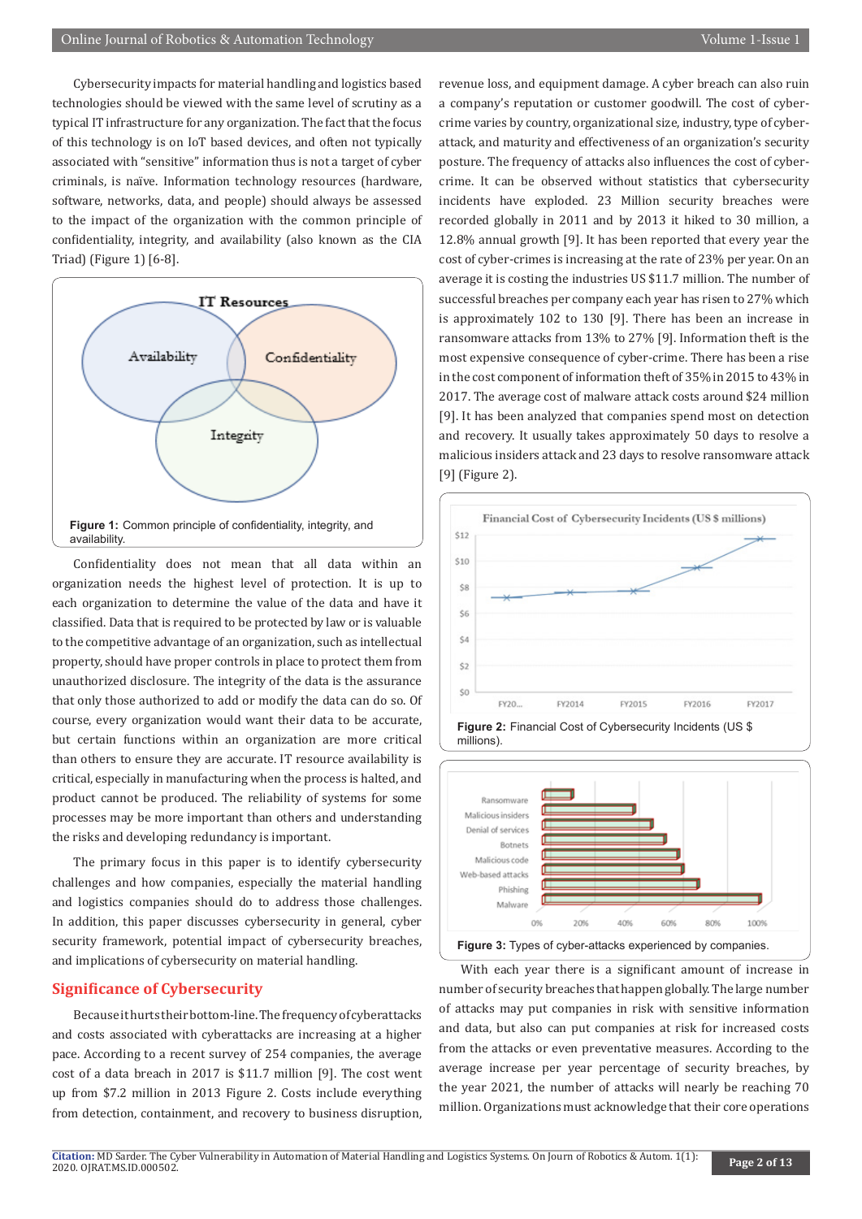Cybersecurity impacts for material handling and logistics based technologies should be viewed with the same level of scrutiny as a typical IT infrastructure for any organization. The fact that the focus of this technology is on IoT based devices, and often not typically associated with "sensitive" information thus is not a target of cyber criminals, is naïve. Information technology resources (hardware, software, networks, data, and people) should always be assessed to the impact of the organization with the common principle of confidentiality, integrity, and availability (also known as the CIA Triad) (Figure 1) [6-8].

Figure 1: Common principle of confidentiality, integrity, and availability.

Confidentiality does not mean that all data within an organization needs the highest level of protection. It is up to each organization to determine the value of the data and have it classified. Data that is required to be protected by law or is valuable to the competitive advantage of an organization, such as intellectual property, should have proper controls in place to protect them from unauthorized disclosure. The integrity of the data is the assurance that only those authorized to add or modify the data can do so. Of course, every organization would want their data to be accurate, but certain functions within an organization are more critical than others to ensure they are accurate. IT resource availability is critical, especially in manufacturing when the process is halted, and product cannot be produced. The reliability of systems for some processes may be more important than others and understanding the risks and developing redundancy is important.

The primary focus in this paper is to identify cybersecurity challenges and how companies, especially the material handling and logistics companies should do to address those challenges. In addition, this paper discusses cybersecurity in general, cyber security framework, potential impact of cybersecurity breaches, and implications of cybersecurity on material handling.

## Significance of Cybersecurity

Because it hurts their bottom-line. The frequency of cyberattacks and costs associated with cyberattacks are increasing at a higher pace. According to a recent survey of 254 companies, the average cost of a data breach in 2017 is $11.7 million [9]. The cost went up from $7.2 million in 2013 Figure 2. Costs include everything from detection, containment, and recovery to business disruption, revenue loss, and equipment damage. A cyber breach can also ruin a company's reputation or customer goodwill. The cost of cyber-crime varies by country, organizational size, industry, type of cyber-attack, and maturity and effectiveness of an organization's security posture. The frequency of attacks also influences the cost of cyber-crime. It can be observed without statistics that cybersecurity incidents have exploded. 23 Million security breaches were recorded globally in 2011 and by 2013 it hiked to 30 million, a 12.8% annual growth [9]. It has been reported that every year the cost of cyber-crimes is increasing at the rate of 23% per year. On an average it is costing the industries US $11.7 million. The number of successful breaches per company each year has risen to 27% which is approximately 102 to 130 [9]. There has been an increase in ransomware attacks from 13% to 27% [9]. Information theft is the most expensive consequence of cyber-crime. There has been a rise in the cost component of information theft of 35% in 2015 to 43% in 2017. The average cost of malware attack costs around $24 million [9]. It has been analyzed that companies spend most on detection and recovery. It usually takes approximately 50 days to resolve a malicious insiders attack and 23 days to resolve ransomware attack [9] (Figure 2).

Figure 2: Financial Cost of Cybersecurity Incidents (US $ millions).

Figure 3: Types of cyber-attacks experienced by companies.

With each year there is a significant amount of increase in number of security breaches that happen globally. The large number of attacks may put companies in risk with sensitive information and data, but also can put companies at risk for increased costs from the attacks or even preventative measures. According to the average increase per year percentage of security breaches, by the year 2021, the number of attacks will nearly be reaching 70 million. Organizations must acknowledge that their core operations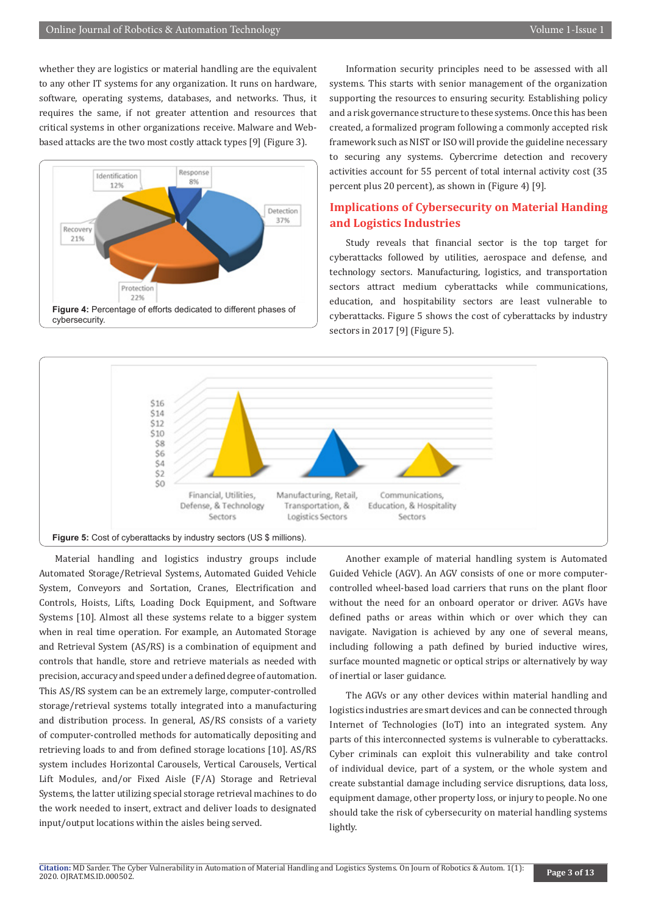whether they are logistics or material handling are the equivalent to any other IT systems for any organization. It runs on hardware, software, operating systems, databases, and networks. Thus, it requires the same, if not greater attention and resources that critical systems in other organizations receive. Malware and Web-based attacks are the two most costly attack types [9] (Figure 3).

Figure 4: Percentage of efforts dedicated to different phases of cybersecurity.

Information security principles need to be assessed with all systems. This starts with senior management of the organization supporting the resources to ensuring security. Establishing policy and a risk governance structure to these systems. Once this has been created, a formalized program following a commonly accepted risk framework such as NIST or ISO will provide the guideline necessary to securing any systems. Cybercrime detection and recovery activities account for 55 percent of total internal activity cost (35 percent plus 20 percent), as shown in (Figure 4) [9].

## Implications of Cybersecurity on Material Handing and Logistics Industries

Study reveals that financial sector is the top target for cyberattacks followed by utilities, aerospace and defense, and technology sectors. Manufacturing, logistics, and transportation sectors attract medium cyberattacks while communications, education, and hospitability sectors are least vulnerable to cyberattacks. Figure 5 shows the cost of cyberattacks by industry sectors in 2017 [9] (Figure 5).

Figure 5: Cost of cyberattacks by industry sectors (US $ millions).

Material handling and logistics industry groups include Automated Storage/Retrieval Systems, Automated Guided Vehicle System, Conveyors and Sortation, Cranes, Electrification and Controls, Hoists, Lifts, Loading Dock Equipment, and Software Systems [10]. Almost all these systems relate to a bigger system when in real time operation. For example, an Automated Storage and Retrieval System (AS/RS) is a combination of equipment and controls that handle, store and retrieve materials as needed with precision, accuracy and speed under a defined degree of automation. This AS/RS system can be an extremely large, computer-controlled storage/retrieval systems totally integrated into a manufacturing and distribution process. In general, AS/RS consists of a variety of computer-controlled methods for automatically depositing and retrieving loads to and from defined storage locations [10]. AS/RS system includes Horizontal Carousels, Vertical Carousels, Vertical Lift Modules, and/or Fixed Aisle (F/A) Storage and Retrieval Systems, the latter utilizing special storage retrieval machines to do the work needed to insert, extract and deliver loads to designated input/output locations within the aisles being served.

Another example of material handling system is Automated Guided Vehicle (AGV). An AGV consists of one or more computer-controlled wheel-based load carriers that runs on the plant floor without the need for an onboard operator or driver. AGVs have defined paths or areas within which or over which they can navigate. Navigation is achieved by any one of several means, including following a path defined by buried inductive wires, surface mounted magnetic or optical strips or alternatively by way of inertial or laser guidance.

The AGVs or any other devices within material handling and logistics industries are smart devices and can be connected through Internet of Technologies (IoT) into an integrated system. Any parts of this interconnected systems is vulnerable to cyberattacks. Cyber criminals can exploit this vulnerability and take control of individual device, part of a system, or the whole system and create substantial damage including service disruptions, data loss, equipment damage, other property loss, or injury to people. No one should take the risk of cybersecurity on material handling systems lightly.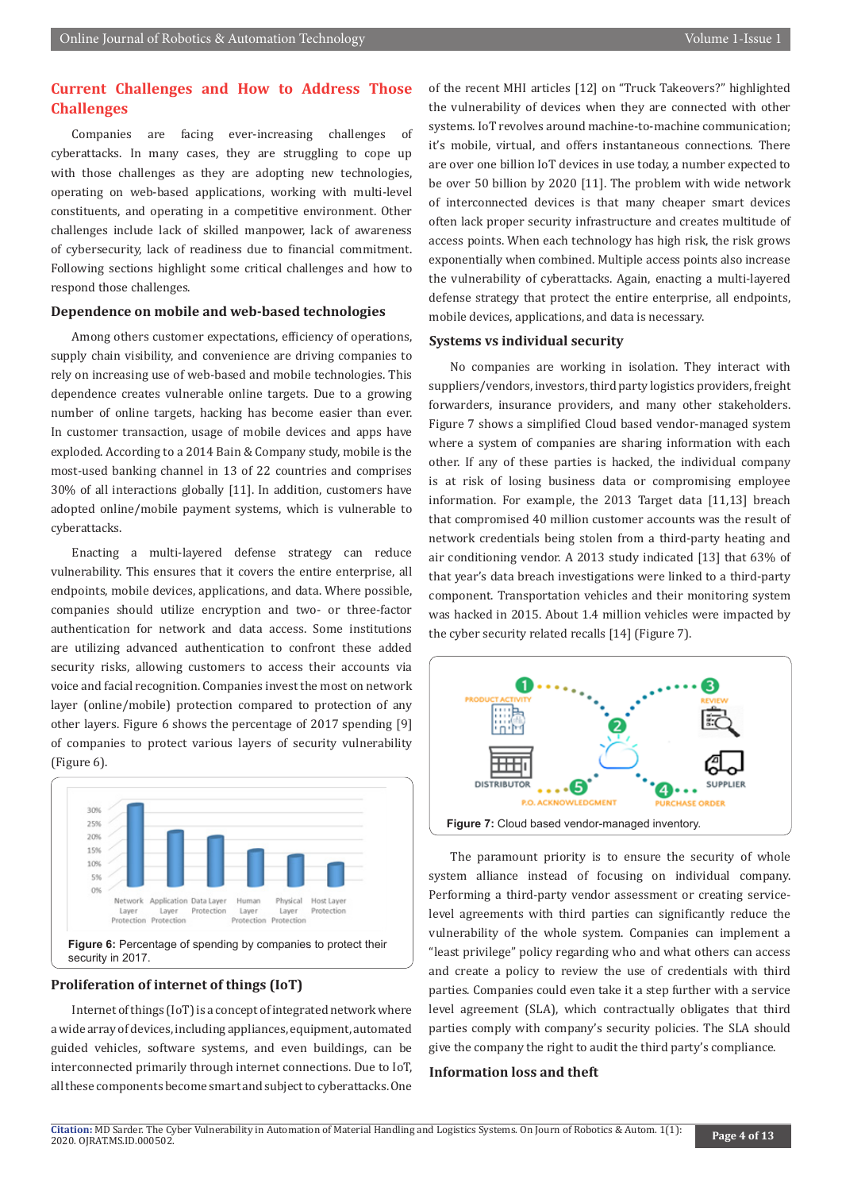## Current Challenges and How to Address Those Challenges

Companies are facing ever-increasing challenges of cyberattacks. In many cases, they are struggling to cope up with those challenges as they are adopting new technologies, operating on web-based applications, working with multi-level constituents, and operating in a competitive environment. Other challenges include lack of skilled manpower, lack of awareness of cybersecurity, lack of readiness due to financial commitment. Following sections highlight some critical challenges and how to respond those challenges.

### Dependence on mobile and web-based technologies

Among others customer expectations, efficiency of operations, supply chain visibility, and convenience are driving companies to rely on increasing use of web-based and mobile technologies. This dependence creates vulnerable online targets. Due to a growing number of online targets, hacking has become easier than ever. In customer transaction, usage of mobile devices and apps have exploded. According to a 2014 Bain & Company study, mobile is the most-used banking channel in 13 of 22 countries and comprises 30% of all interactions globally [11]. In addition, customers have adopted online/mobile payment systems, which is vulnerable to cyberattacks.

Enacting a multi-layered defense strategy can reduce vulnerability. This ensures that it covers the entire enterprise, all endpoints, mobile devices, applications, and data. Where possible, companies should utilize encryption and two- or three-factor authentication for network and data access. Some institutions are utilizing advanced authentication to confront these added security risks, allowing customers to access their accounts via voice and facial recognition. Companies invest the most on network layer (online/mobile) protection compared to protection of any other layers. Figure 6 shows the percentage of 2017 spending [9] of companies to protect various layers of security vulnerability (Figure 6).

**Figure 6:** Percentage of spending by companies to protect their security in 2017.

### Proliferation of internet of things (IoT)

Internet of things (IoT) is a concept of integrated network where a wide array of devices, including appliances, equipment, automated guided vehicles, software systems, and even buildings, can be interconnected primarily through internet connections. Due to IoT, all these components become smart and subject to cyberattacks. One of the recent MHI articles [12] on “Truck Takeovers?” highlighted the vulnerability of devices when they are connected with other systems. IoT revolves around machine-to-machine communication; it's mobile, virtual, and offers instantaneous connections. There are over one billion IoT devices in use today, a number expected to be over 50 billion by 2020 [11]. The problem with wide network of interconnected devices is that many cheaper smart devices often lack proper security infrastructure and creates multitude of access points. When each technology has high risk, the risk grows exponentially when combined. Multiple access points also increase the vulnerability of cyberattacks. Again, enacting a multi-layered defense strategy that protect the entire enterprise, all endpoints, mobile devices, applications, and data is necessary.

### Systems vs individual security

No companies are working in isolation. They interact with suppliers/vendors, investors, third party logistics providers, freight forwarders, insurance providers, and many other stakeholders. Figure 7 shows a simplified Cloud based vendor-managed system where a system of companies are sharing information with each other. If any of these parties is hacked, the individual company is at risk of losing business data or compromising employee information. For example, the 2013 Target data [11,13] breach that compromised 40 million customer accounts was the result of network credentials being stolen from a third-party heating and air conditioning vendor. A 2013 study indicated [13] that 63% of that year's data breach investigations were linked to a third-party component. Transportation vehicles and their monitoring system was hacked in 2015. About 1.4 million vehicles were impacted by the cyber security related recalls [14] (Figure 7).

**Figure 7:** Cloud based vendor-managed inventory.

The paramount priority is to ensure the security of whole system alliance instead of focusing on individual company. Performing a third-party vendor assessment or creating service-level agreements with third parties can significantly reduce the vulnerability of the whole system. Companies can implement a “least privilege” policy regarding who and what others can access and create a policy to review the use of credentials with third parties. Companies could even take it a step further with a service level agreement (SLA), which contractually obligates that third parties comply with company's security policies. The SLA should give the company the right to audit the third party's compliance.

### Information loss and theft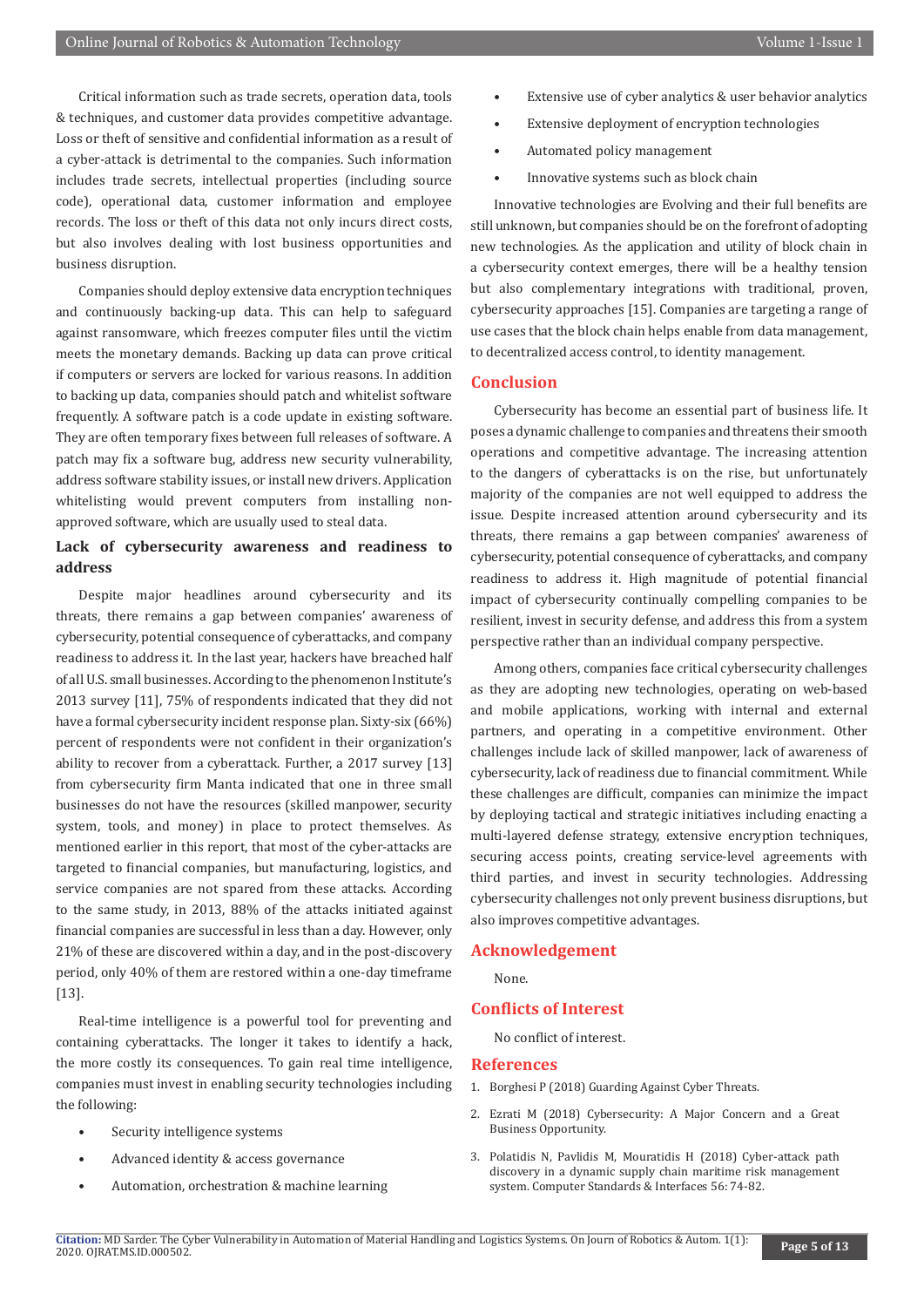Critical information such as trade secrets, operation data, tools & techniques, and customer data provides competitive advantage. Loss or theft of sensitive and confidential information as a result of a cyber-attack is detrimental to the companies. Such information includes trade secrets, intellectual properties (including source code), operational data, customer information and employee records. The loss or theft of this data not only incurs direct costs, but also involves dealing with lost business opportunities and business disruption.

Companies should deploy extensive data encryption techniques and continuously backing-up data. This can help to safeguard against ransomware, which freezes computer files until the victim meets the monetary demands. Backing up data can prove critical if computers or servers are locked for various reasons. In addition to backing up data, companies should patch and whitelist software frequently. A software patch is a code update in existing software. They are often temporary fixes between full releases of software. A patch may fix a software bug, address new security vulnerability, address software stability issues, or install new drivers. Application whitelisting would prevent computers from installing non-approved software, which are usually used to steal data.

## Lack of cybersecurity awareness and readiness to address

Despite major headlines around cybersecurity and its threats, there remains a gap between companies' awareness of cybersecurity, potential consequence of cyberattacks, and company readiness to address it. In the last year, hackers have breached half of all U.S. small businesses. According to the phenomenon Institute's 2013 survey [11], 75% of respondents indicated that they did not have a formal cybersecurity incident response plan. Sixty-six (66%) percent of respondents were not confident in their organization's ability to recover from a cyberattack. Further, a 2017 survey [13] from cybersecurity firm Manta indicated that one in three small businesses do not have the resources (skilled manpower, security system, tools, and money) in place to protect themselves. As mentioned earlier in this report, that most of the cyber-attacks are targeted to financial companies, but manufacturing, logistics, and service companies are not spared from these attacks. According to the same study, in 2013, 88% of the attacks initiated against financial companies are successful in less than a day. However, only 21% of these are discovered within a day, and in the post-discovery period, only 40% of them are restored within a one-day timeframe [13].

Real-time intelligence is a powerful tool for preventing and containing cyberattacks. The longer it takes to identify a hack, the more costly its consequences. To gain real time intelligence, companies must invest in enabling security technologies including the following:

- Security intelligence systems
- Advanced identity & access governance
- Automation, orchestration & machine learning
- Extensive use of cyber analytics & user behavior analytics
- Extensive deployment of encryption technologies
- Automated policy management
- Innovative systems such as block chain

Innovative technologies are Evolving and their full benefits are still unknown, but companies should be on the forefront of adopting new technologies. As the application and utility of block chain in a cybersecurity context emerges, there will be a healthy tension but also complementary integrations with traditional, proven, cybersecurity approaches [15]. Companies are targeting a range of use cases that the block chain helps enable from data management, to decentralized access control, to identity management.

## Conclusion

Cybersecurity has become an essential part of business life. It poses a dynamic challenge to companies and threatens their smooth operations and competitive advantage. The increasing attention to the dangers of cyberattacks is on the rise, but unfortunately majority of the companies are not well equipped to address the issue. Despite increased attention around cybersecurity and its threats, there remains a gap between companies' awareness of cybersecurity, potential consequence of cyberattacks, and company readiness to address it. High magnitude of potential financial impact of cybersecurity continually compelling companies to be resilient, invest in security defense, and address this from a system perspective rather than an individual company perspective.

Among others, companies face critical cybersecurity challenges as they are adopting new technologies, operating on web-based and mobile applications, working with internal and external partners, and operating in a competitive environment. Other challenges include lack of skilled manpower, lack of awareness of cybersecurity, lack of readiness due to financial commitment. While these challenges are difficult, companies can minimize the impact by deploying tactical and strategic initiatives including enacting a multi-layered defense strategy, extensive encryption techniques, securing access points, creating service-level agreements with third parties, and invest in security technologies. Addressing cybersecurity challenges not only prevent business disruptions, but also improves competitive advantages.

## Acknowledgement

None.

## Conflicts of Interest

No conflict of interest.

## References

1. Borghesi P (2018) Guarding Against Cyber Threats.
2. Ezrati M (2018) Cybersecurity: A Major Concern and a Great Business Opportunity.
3. Polatidis N, Pavlidis M, Mouratidis H (2018) Cyber-attack path discovery in a dynamic supply chain maritime risk management system. Computer Standards & Interfaces 56: 74-82.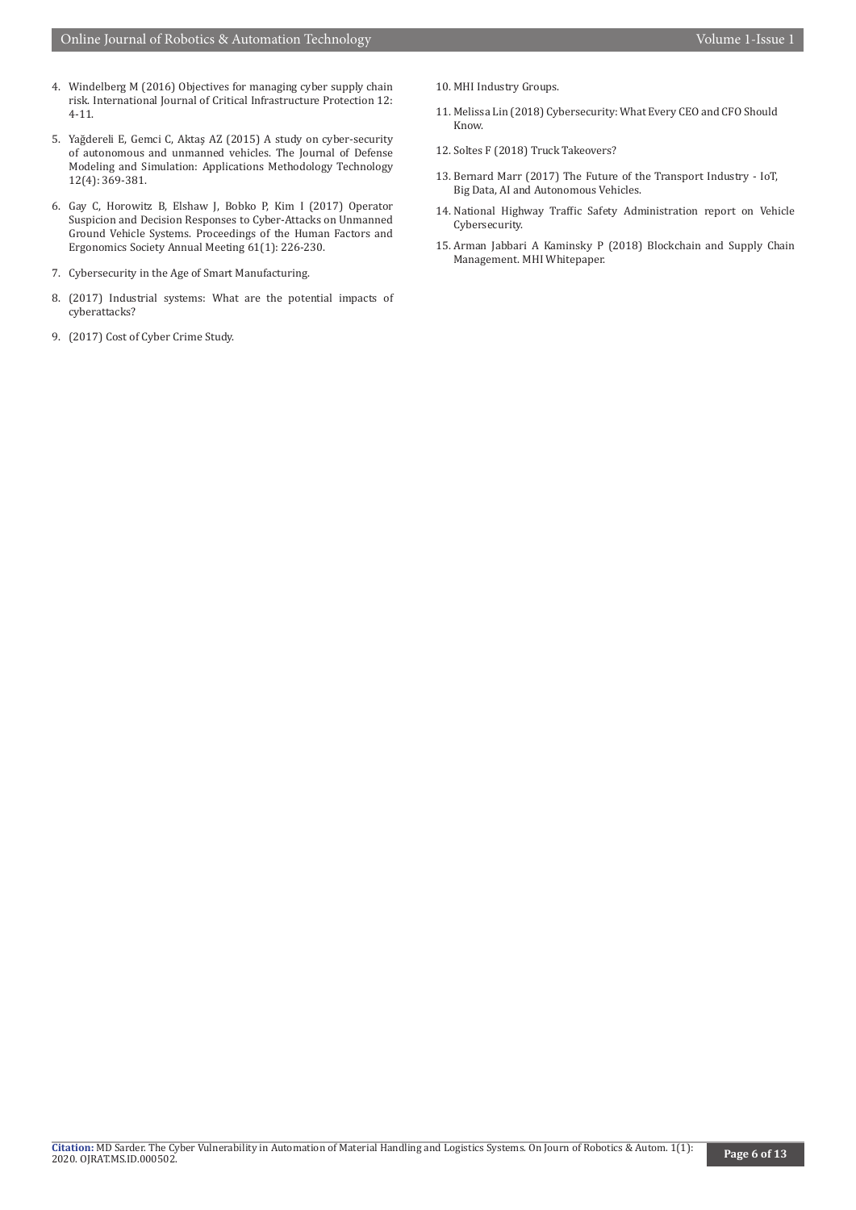4. Windelberg M (2016) Objectives for managing cyber supply chain risk. International Journal of Critical Infrastructure Protection 12: 4-11.
5. Yağdereli E, Gemci C, Aktaş AZ (2015) A study on cyber-security of autonomous and unmanned vehicles. The Journal of Defense Modeling and Simulation: Applications Methodology Technology 12(4): 369-381.
6. Gay C, Horowitz B, Elshaw J, Bobko P, Kim I (2017) Operator Suspicion and Decision Responses to Cyber-Attacks on Unmanned Ground Vehicle Systems. Proceedings of the Human Factors and Ergonomics Society Annual Meeting 61(1): 226-230.
7. Cybersecurity in the Age of Smart Manufacturing.
8. (2017) Industrial systems: What are the potential impacts of cyberattacks?
9. (2017) Cost of Cyber Crime Study.
10. MHI Industry Groups.
11. Melissa Lin (2018) Cybersecurity: What Every CEO and CFO Should Know.
12. Soltes F (2018) Truck Takeovers?
13. Bernard Marr (2017) The Future of the Transport Industry - IoT, Big Data, AI and Autonomous Vehicles.
14. National Highway Traffic Safety Administration report on Vehicle Cybersecurity.
15. Arman Jabbari A Kaminsky P (2018) Blockchain and Supply Chain Management. MHI Whitepaper.